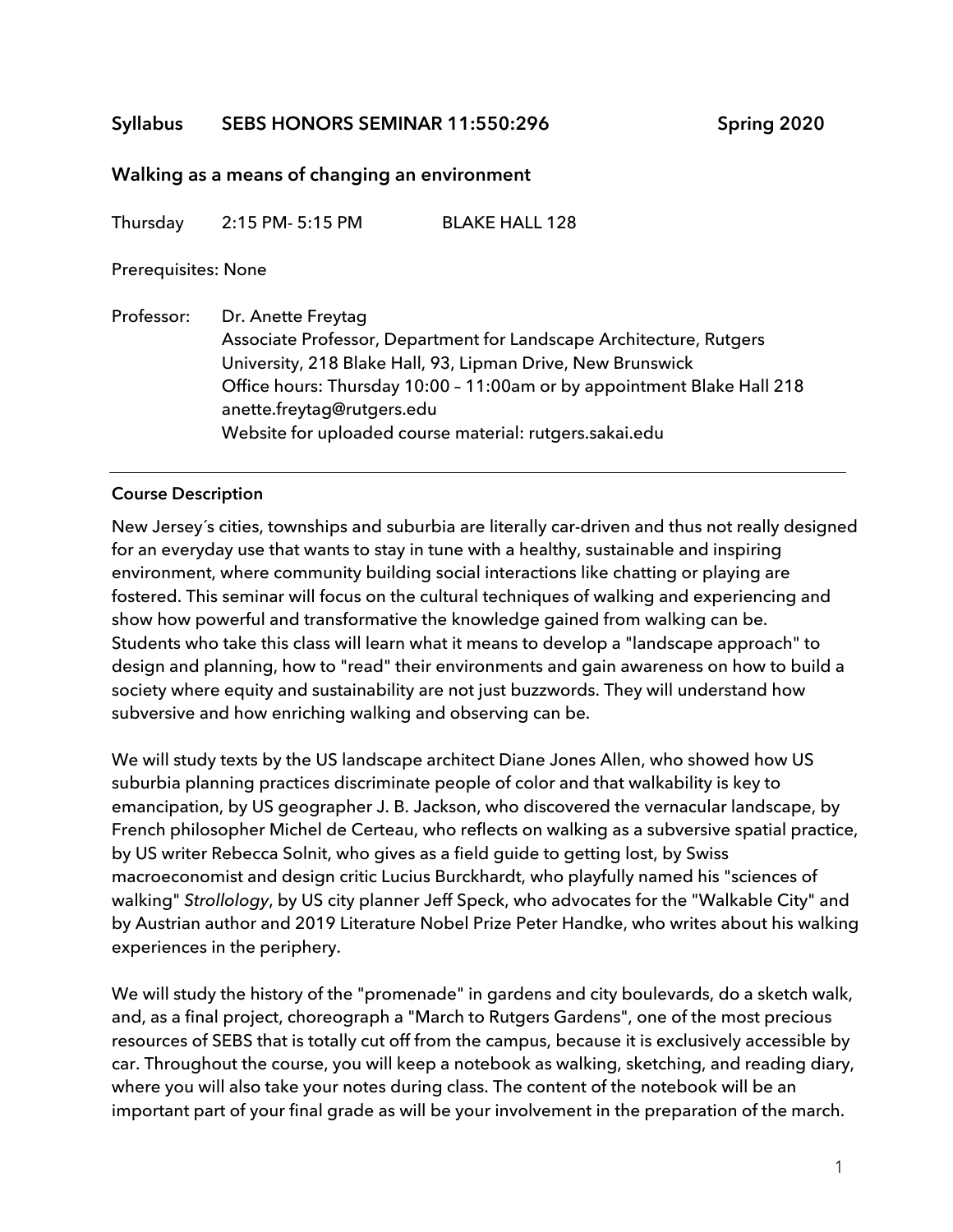# Syllabus SEBS HONORS SEMINAR 11:550:296 Spring 2020

## Walking as a means of changing an environment

Thursday 2:15 PM- 5:15 PM BLAKE HALL 128

Prerequisites: None

Professor: Dr. Anette Freytag
Associate Professor, Department for Landscape Architecture, Rutgers University, 218 Blake Hall, 93, Lipman Drive, New Brunswick
Office hours: Thursday 10:00 – 11:00am or by appointment Blake Hall 218
anette.freytag@rutgers.edu
Website for uploaded course material: rutgers.sakai.edu

---

### Course Description

New Jersey´s cities, townships and suburbia are literally car-driven and thus not really designed for an everyday use that wants to stay in tune with a healthy, sustainable and inspiring environment, where community building social interactions like chatting or playing are fostered. This seminar will focus on the cultural techniques of walking and experiencing and show how powerful and transformative the knowledge gained from walking can be. Students who take this class will learn what it means to develop a "landscape approach" to design and planning, how to "read" their environments and gain awareness on how to build a society where equity and sustainability are not just buzzwords. They will understand how subversive and how enriching walking and observing can be.

We will study texts by the US landscape architect Diane Jones Allen, who showed how US suburbia planning practices discriminate people of color and that walkability is key to emancipation, by US geographer J. B. Jackson, who discovered the vernacular landscape, by French philosopher Michel de Certeau, who reflects on walking as a subversive spatial practice, by US writer Rebecca Solnit, who gives as a field guide to getting lost, by Swiss macroeconomist and design critic Lucius Burckhardt, who playfully named his "sciences of walking" *Strollology*, by US city planner Jeff Speck, who advocates for the "Walkable City" and by Austrian author and 2019 Literature Nobel Prize Peter Handke, who writes about his walking experiences in the periphery.

We will study the history of the "promenade" in gardens and city boulevards, do a sketch walk, and, as a final project, choreograph a "March to Rutgers Gardens", one of the most precious resources of SEBS that is totally cut off from the campus, because it is exclusively accessible by car. Throughout the course, you will keep a notebook as walking, sketching, and reading diary, where you will also take your notes during class. The content of the notebook will be an important part of your final grade as will be your involvement in the preparation of the march.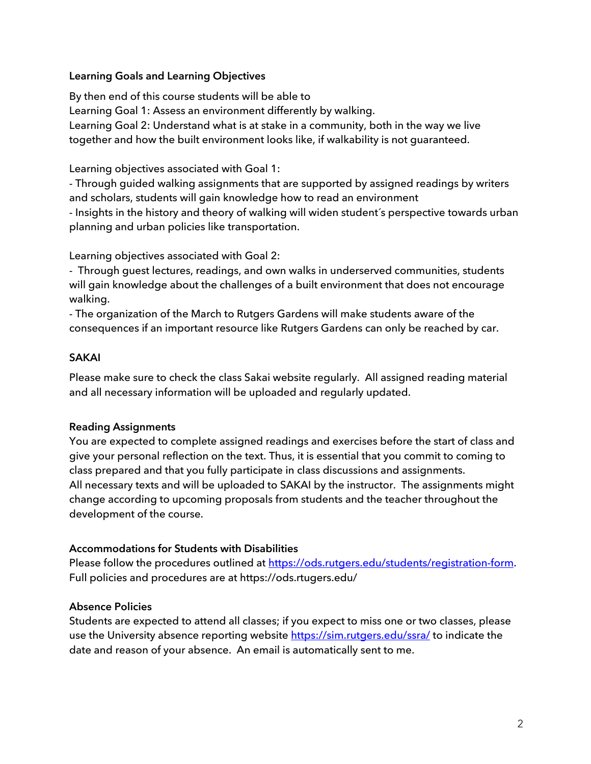**Learning Goals and Learning Objectives**

By then end of this course students will be able to
Learning Goal 1: Assess an environment differently by walking.
Learning Goal 2: Understand what is at stake in a community, both in the way we live together and how the built environment looks like, if walkability is not guaranteed.

Learning objectives associated with Goal 1:
- Through guided walking assignments that are supported by assigned readings by writers and scholars, students will gain knowledge how to read an environment
- Insights in the history and theory of walking will widen student´s perspective towards urban planning and urban policies like transportation.

Learning objectives associated with Goal 2:
- Through guest lectures, readings, and own walks in underserved communities, students will gain knowledge about the challenges of a built environment that does not encourage walking.
- The organization of the March to Rutgers Gardens will make students aware of the consequences if an important resource like Rutgers Gardens can only be reached by car.

**SAKAI**

Please make sure to check the class Sakai website regularly. All assigned reading material and all necessary information will be uploaded and regularly updated.

**Reading Assignments**

You are expected to complete assigned readings and exercises before the start of class and give your personal reflection on the text. Thus, it is essential that you commit to coming to class prepared and that you fully participate in class discussions and assignments.
All necessary texts and will be uploaded to SAKAI by the instructor. The assignments might change according to upcoming proposals from students and the teacher throughout the development of the course.

**Accommodations for Students with Disabilities**

Please follow the procedures outlined at https://ods.rutgers.edu/students/registration-form. Full policies and procedures are at https://ods.rtugers.edu/

**Absence Policies**

Students are expected to attend all classes; if you expect to miss one or two classes, please use the University absence reporting website https://sim.rutgers.edu/ssra/ to indicate the date and reason of your absence. An email is automatically sent to me.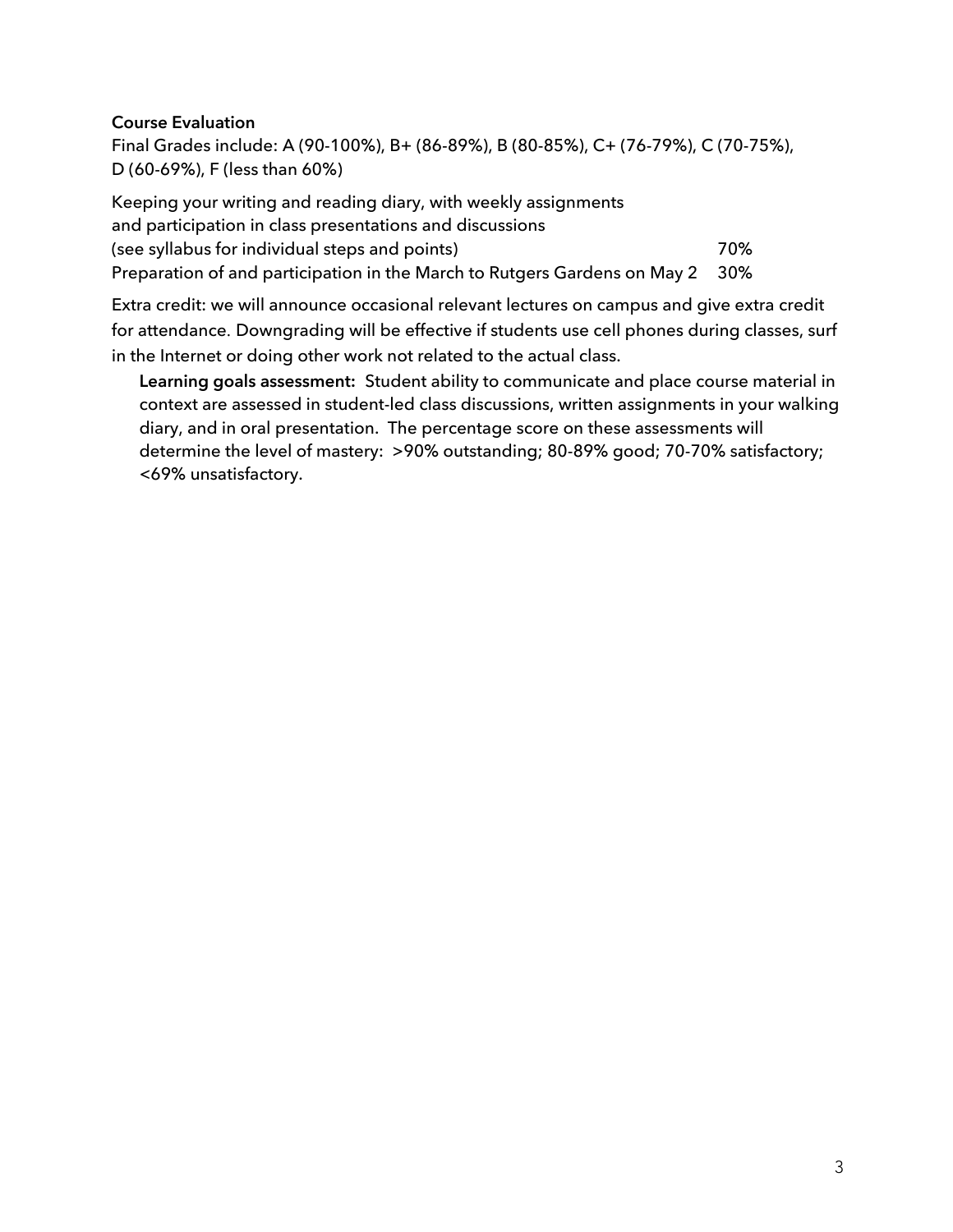**Course Evaluation**

Final Grades include: A (90-100%), B+ (86-89%), B (80-85%), C+ (76-79%), C (70-75%), D (60-69%), F (less than 60%)

| | |
|---|---|
| Keeping your writing and reading diary, with weekly assignments and participation in class presentations and discussions (see syllabus for individual steps and points) | 70% |
| Preparation of and participation in the March to Rutgers Gardens on May 2 | 30% |

Extra credit: we will announce occasional relevant lectures on campus and give extra credit for attendance. Downgrading will be effective if students use cell phones during classes, surf in the Internet or doing other work not related to the actual class.

**Learning goals assessment:** Student ability to communicate and place course material in context are assessed in student-led class discussions, written assignments in your walking diary, and in oral presentation. The percentage score on these assessments will determine the level of mastery: >90% outstanding; 80-89% good; 70-70% satisfactory; <69% unsatisfactory.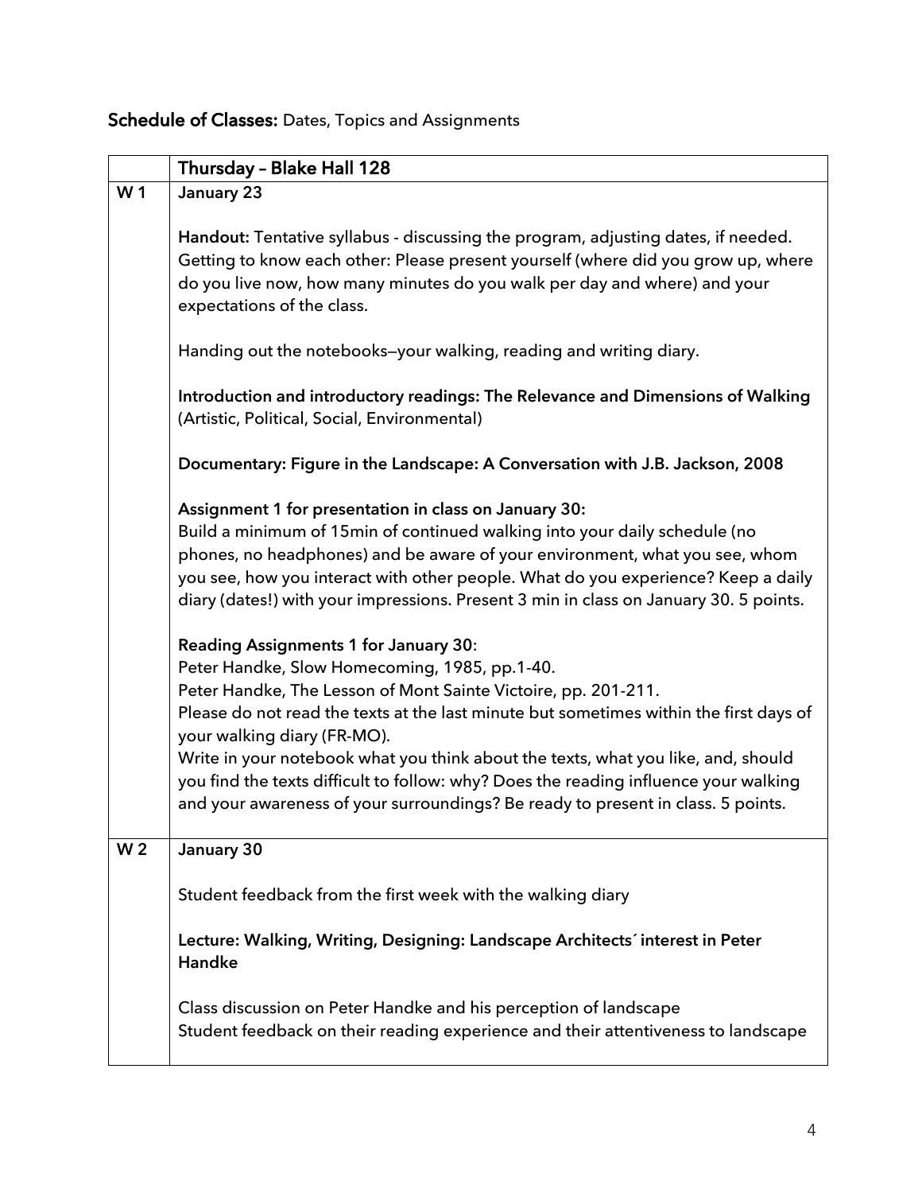**Schedule of Classes:** Dates, Topics and Assignments

| | **Thursday – Blake Hall 128** |
|---|---|
| **W 1** | **January 23**<br><br>**Handout:** Tentative syllabus - discussing the program, adjusting dates, if needed. Getting to know each other: Please present yourself (where did you grow up, where do you live now, how many minutes do you walk per day and where) and your expectations of the class.<br><br>Handing out the notebooks—your walking, reading and writing diary.<br><br>**Introduction and introductory readings: The Relevance and Dimensions of Walking** (Artistic, Political, Social, Environmental)<br><br>**Documentary: Figure in the Landscape: A Conversation with J.B. Jackson, 2008**<br><br>**Assignment 1 for presentation in class on January 30:**<br>Build a minimum of 15min of continued walking into your daily schedule (no phones, no headphones) and be aware of your environment, what you see, whom you see, how you interact with other people. What do you experience? Keep a daily diary (dates!) with your impressions. Present 3 min in class on January 30. 5 points.<br><br>**Reading Assignments 1 for January 30**:<br>Peter Handke, Slow Homecoming, 1985, pp.1-40.<br>Peter Handke, The Lesson of Mont Sainte Victoire, pp. 201-211.<br>Please do not read the texts at the last minute but sometimes within the first days of your walking diary (FR-MO).<br>Write in your notebook what you think about the texts, what you like, and, should you find the texts difficult to follow: why? Does the reading influence your walking and your awareness of your surroundings? Be ready to present in class. 5 points. |
| **W 2** | **January 30**<br><br>Student feedback from the first week with the walking diary<br><br>**Lecture: Walking, Writing, Designing: Landscape Architects´ interest in Peter Handke**<br><br>Class discussion on Peter Handke and his perception of landscape<br>Student feedback on their reading experience and their attentiveness to landscape |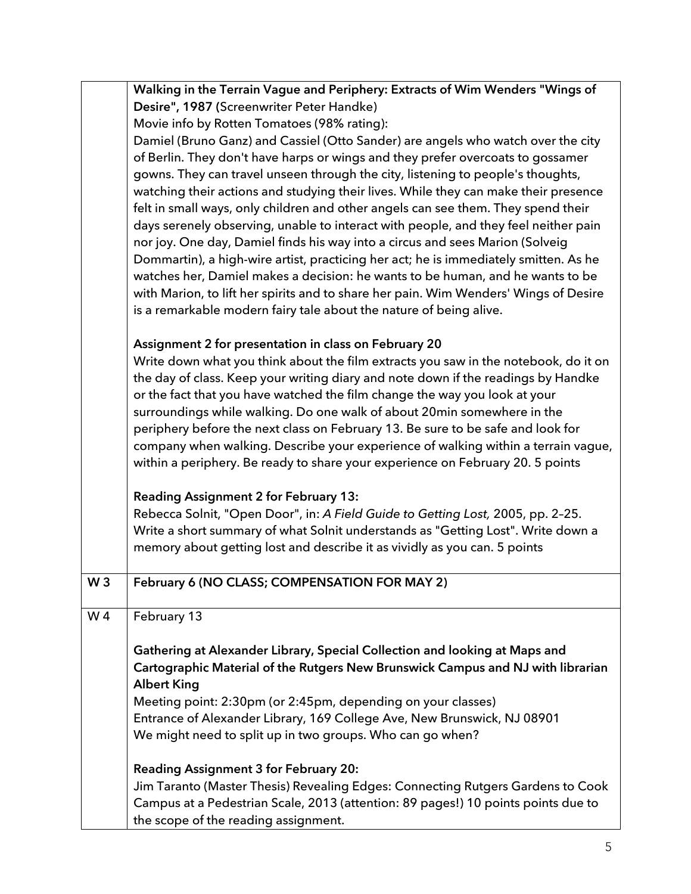| | |
|---|---|
| | **Walking in the Terrain Vague and Periphery: Extracts of Wim Wenders "Wings of Desire", 1987 (**Screenwriter Peter Handke)<br>Movie info by Rotten Tomatoes (98% rating):<br>Damiel (Bruno Ganz) and Cassiel (Otto Sander) are angels who watch over the city of Berlin. They don't have harps or wings and they prefer overcoats to gossamer gowns. They can travel unseen through the city, listening to people's thoughts, watching their actions and studying their lives. While they can make their presence felt in small ways, only children and other angels can see them. They spend their days serenely observing, unable to interact with people, and they feel neither pain nor joy. One day, Damiel finds his way into a circus and sees Marion (Solveig Dommartin), a high-wire artist, practicing her act; he is immediately smitten. As he watches her, Damiel makes a decision: he wants to be human, and he wants to be with Marion, to lift her spirits and to share her pain. Wim Wenders' Wings of Desire is a remarkable modern fairy tale about the nature of being alive.<br><br>**Assignment 2 for presentation in class on February 20**<br>Write down what you think about the film extracts you saw in the notebook, do it on the day of class. Keep your writing diary and note down if the readings by Handke or the fact that you have watched the film change the way you look at your surroundings while walking. Do one walk of about 20min somewhere in the periphery before the next class on February 13. Be sure to be safe and look for company when walking. Describe your experience of walking within a terrain vague, within a periphery. Be ready to share your experience on February 20. 5 points<br><br>**Reading Assignment 2 for February 13:**<br>Rebecca Solnit, "Open Door", in: *A Field Guide to Getting Lost,* 2005, pp. 2–25. Write a short summary of what Solnit understands as "Getting Lost". Write down a memory about getting lost and describe it as vividly as you can. 5 points |
| W 3 | **February 6 (NO CLASS; COMPENSATION FOR MAY 2)** |
| W 4 | February 13<br><br>**Gathering at Alexander Library, Special Collection and looking at Maps and Cartographic Material of the Rutgers New Brunswick Campus and NJ with librarian Albert King**<br>Meeting point: 2:30pm (or 2:45pm, depending on your classes)<br>Entrance of Alexander Library, 169 College Ave, New Brunswick, NJ 08901<br>We might need to split up in two groups. Who can go when?<br><br>**Reading Assignment 3 for February 20:**<br>Jim Taranto (Master Thesis) Revealing Edges: Connecting Rutgers Gardens to Cook Campus at a Pedestrian Scale, 2013 (attention: 89 pages!) 10 points points due to the scope of the reading assignment. |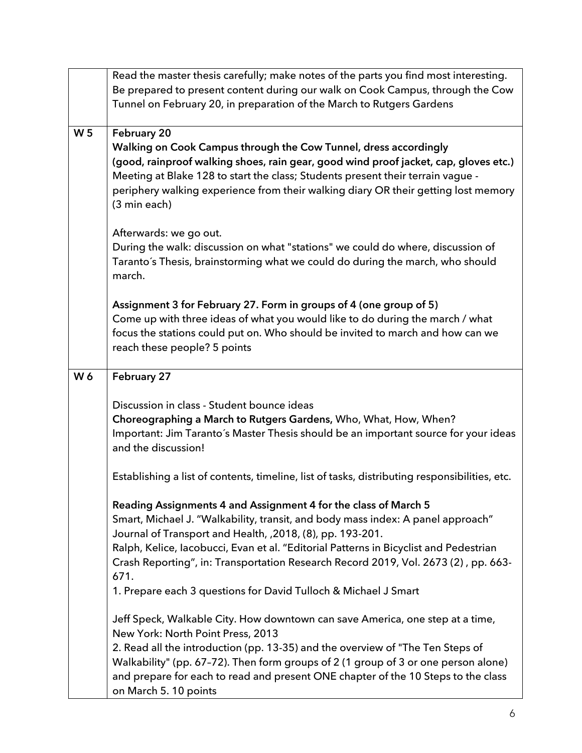| | |
|---|---|
| | Read the master thesis carefully; make notes of the parts you find most interesting. Be prepared to present content during our walk on Cook Campus, through the Cow Tunnel on February 20, in preparation of the March to Rutgers Gardens |
| W 5 | **February 20**<br>**Walking on Cook Campus through the Cow Tunnel, dress accordingly (good, rainproof walking shoes, rain gear, good wind proof jacket, cap, gloves etc.)**<br>Meeting at Blake 128 to start the class; Students present their terrain vague - periphery walking experience from their walking diary OR their getting lost memory (3 min each)<br><br>Afterwards: we go out.<br>During the walk: discussion on what "stations" we could do where, discussion of Taranto´s Thesis, brainstorming what we could do during the march, who should march.<br><br>**Assignment 3 for February 27. Form in groups of 4 (one group of 5)**<br>Come up with three ideas of what you would like to do during the march / what focus the stations could put on. Who should be invited to march and how can we reach these people? 5 points |
| W 6 | **February 27**<br><br>Discussion in class - Student bounce ideas<br>**Choreographing a March to Rutgers Gardens,** Who, What, How, When?<br>Important: Jim Taranto´s Master Thesis should be an important source for your ideas and the discussion!<br><br>Establishing a list of contents, timeline, list of tasks, distributing responsibilities, etc.<br><br>**Reading Assignments 4 and Assignment 4 for the class of March 5**<br>Smart, Michael J. "Walkability, transit, and body mass index: A panel approach" Journal of Transport and Health, ,2018, (8), pp. 193-201.<br>Ralph, Kelice, Iacobucci, Evan et al. "Editorial Patterns in Bicyclist and Pedestrian Crash Reporting", in: Transportation Research Record 2019, Vol. 2673 (2) , pp. 663-671.<br>1. Prepare each 3 questions for David Tulloch & Michael J Smart<br><br>Jeff Speck, Walkable City. How downtown can save America, one step at a time, New York: North Point Press, 2013<br>2. Read all the introduction (pp. 13-35) and the overview of "The Ten Steps of Walkability" (pp. 67–72). Then form groups of 2 (1 group of 3 or one person alone) and prepare for each to read and present ONE chapter of the 10 Steps to the class on March 5. 10 points |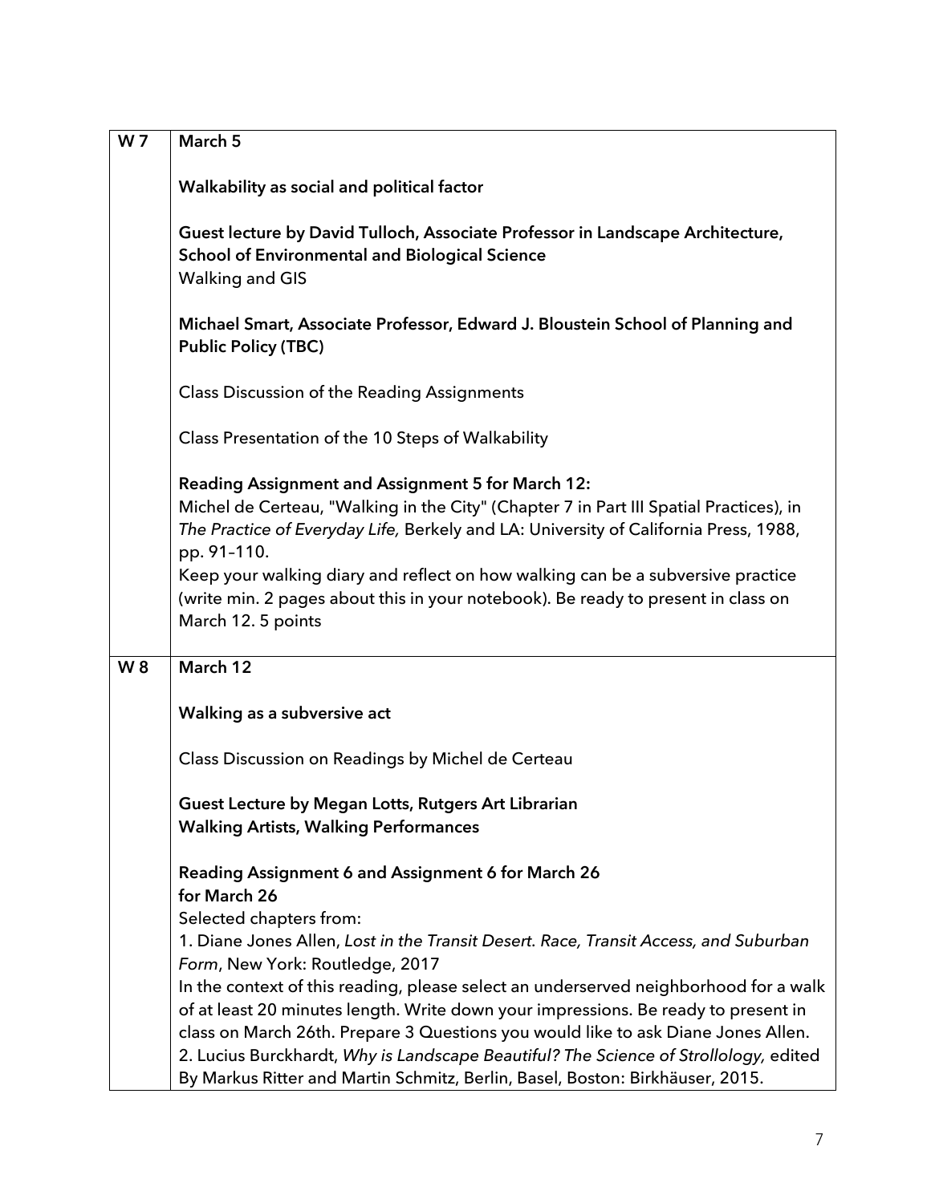| | |
|---|---|
| **W 7** | **March 5**<br><br>**Walkability as social and political factor**<br><br>**Guest lecture by David Tulloch, Associate Professor in Landscape Architecture, School of Environmental and Biological Science**<br>Walking and GIS<br><br>**Michael Smart, Associate Professor, Edward J. Bloustein School of Planning and Public Policy (TBC)**<br><br>Class Discussion of the Reading Assignments<br><br>Class Presentation of the 10 Steps of Walkability<br><br>**Reading Assignment and Assignment 5 for March 12:**<br>Michel de Certeau, "Walking in the City" (Chapter 7 in Part III Spatial Practices), in *The Practice of Everyday Life,* Berkely and LA: University of California Press, 1988, pp. 91–110.<br>Keep your walking diary and reflect on how walking can be a subversive practice (write min. 2 pages about this in your notebook). Be ready to present in class on March 12. 5 points |
| **W 8** | **March 12**<br><br>**Walking as a subversive act**<br><br>Class Discussion on Readings by Michel de Certeau<br><br>**Guest Lecture by Megan Lotts, Rutgers Art Librarian**<br>**Walking Artists, Walking Performances**<br><br>**Reading Assignment 6 and Assignment 6 for March 26**<br>**for March 26**<br>Selected chapters from:<br>1. Diane Jones Allen, *Lost in the Transit Desert. Race, Transit Access, and Suburban Form*, New York: Routledge, 2017<br>In the context of this reading, please select an underserved neighborhood for a walk of at least 20 minutes length. Write down your impressions. Be ready to present in class on March 26th. Prepare 3 Questions you would like to ask Diane Jones Allen.<br>2. Lucius Burckhardt, *Why is Landscape Beautiful? The Science of Strollology,* edited By Markus Ritter and Martin Schmitz, Berlin, Basel, Boston: Birkhäuser, 2015. |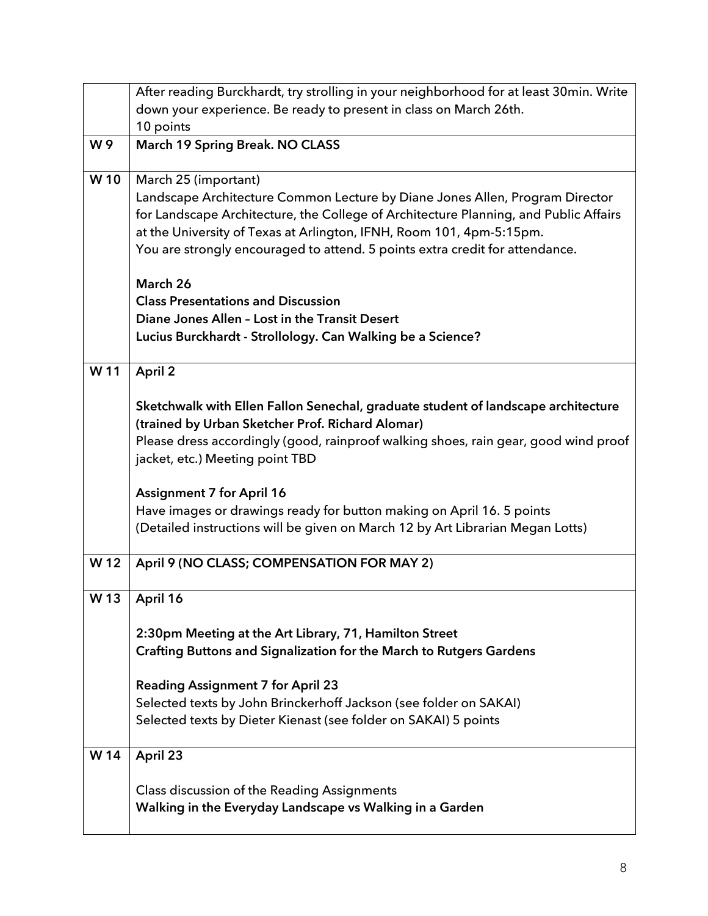| | |
|---|---|
| | After reading Burckhardt, try strolling in your neighborhood for at least 30min. Write down your experience. Be ready to present in class on March 26th.<br>10 points |
| **W 9** | **March 19 Spring Break. NO CLASS** |
| **W 10** | March 25 (important)<br>Landscape Architecture Common Lecture by Diane Jones Allen, Program Director for Landscape Architecture, the College of Architecture Planning, and Public Affairs at the University of Texas at Arlington, IFNH, Room 101, 4pm-5:15pm.<br>You are strongly encouraged to attend. 5 points extra credit for attendance.<br><br>**March 26**<br>**Class Presentations and Discussion**<br>**Diane Jones Allen – Lost in the Transit Desert**<br>**Lucius Burckhardt - Strollology. Can Walking be a Science?** |
| **W 11** | **April 2**<br><br>**Sketchwalk with Ellen Fallon Senechal, graduate student of landscape architecture (trained by Urban Sketcher Prof. Richard Alomar)**<br>Please dress accordingly (good, rainproof walking shoes, rain gear, good wind proof jacket, etc.) Meeting point TBD<br><br>**Assignment 7 for April 16**<br>Have images or drawings ready for button making on April 16. 5 points<br>(Detailed instructions will be given on March 12 by Art Librarian Megan Lotts) |
| **W 12** | **April 9 (NO CLASS; COMPENSATION FOR MAY 2)** |
| **W 13** | **April 16**<br><br>**2:30pm Meeting at the Art Library, 71, Hamilton Street**<br>**Crafting Buttons and Signalization for the March to Rutgers Gardens**<br><br>**Reading Assignment 7 for April 23**<br>Selected texts by John Brinckerhoff Jackson (see folder on SAKAI)<br>Selected texts by Dieter Kienast (see folder on SAKAI) 5 points |
| **W 14** | **April 23**<br><br>Class discussion of the Reading Assignments<br>**Walking in the Everyday Landscape vs Walking in a Garden** |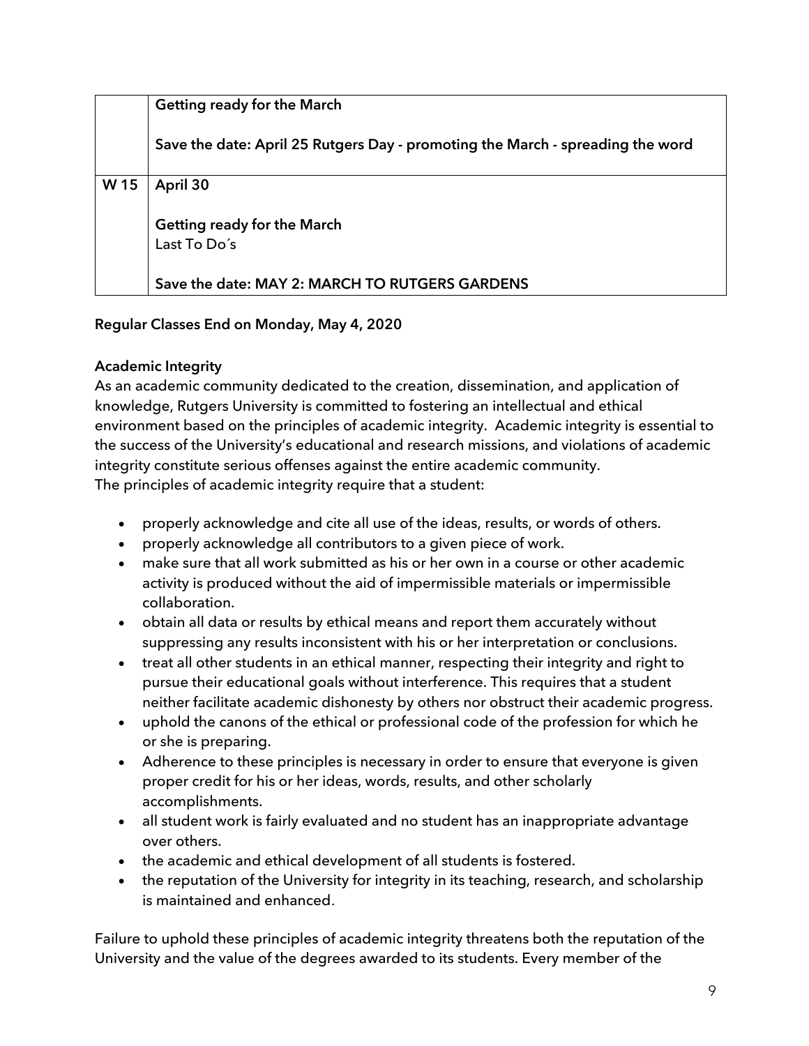| | |
|---|---|
| | **Getting ready for the March**<br><br>**Save the date: April 25 Rutgers Day - promoting the March - spreading the word** |
| **W 15** | **April 30**<br><br>**Getting ready for the March**<br>Last To Do´s<br><br>**Save the date: MAY 2: MARCH TO RUTGERS GARDENS** |

**Regular Classes End on Monday, May 4, 2020**

**Academic Integrity**

As an academic community dedicated to the creation, dissemination, and application of knowledge, Rutgers University is committed to fostering an intellectual and ethical environment based on the principles of academic integrity. Academic integrity is essential to the success of the University's educational and research missions, and violations of academic integrity constitute serious offenses against the entire academic community.
The principles of academic integrity require that a student:

- properly acknowledge and cite all use of the ideas, results, or words of others.
- properly acknowledge all contributors to a given piece of work.
- make sure that all work submitted as his or her own in a course or other academic activity is produced without the aid of impermissible materials or impermissible collaboration.
- obtain all data or results by ethical means and report them accurately without suppressing any results inconsistent with his or her interpretation or conclusions.
- treat all other students in an ethical manner, respecting their integrity and right to pursue their educational goals without interference. This requires that a student neither facilitate academic dishonesty by others nor obstruct their academic progress.
- uphold the canons of the ethical or professional code of the profession for which he or she is preparing.
- Adherence to these principles is necessary in order to ensure that everyone is given proper credit for his or her ideas, words, results, and other scholarly accomplishments.
- all student work is fairly evaluated and no student has an inappropriate advantage over others.
- the academic and ethical development of all students is fostered.
- the reputation of the University for integrity in its teaching, research, and scholarship is maintained and enhanced.

Failure to uphold these principles of academic integrity threatens both the reputation of the University and the value of the degrees awarded to its students. Every member of the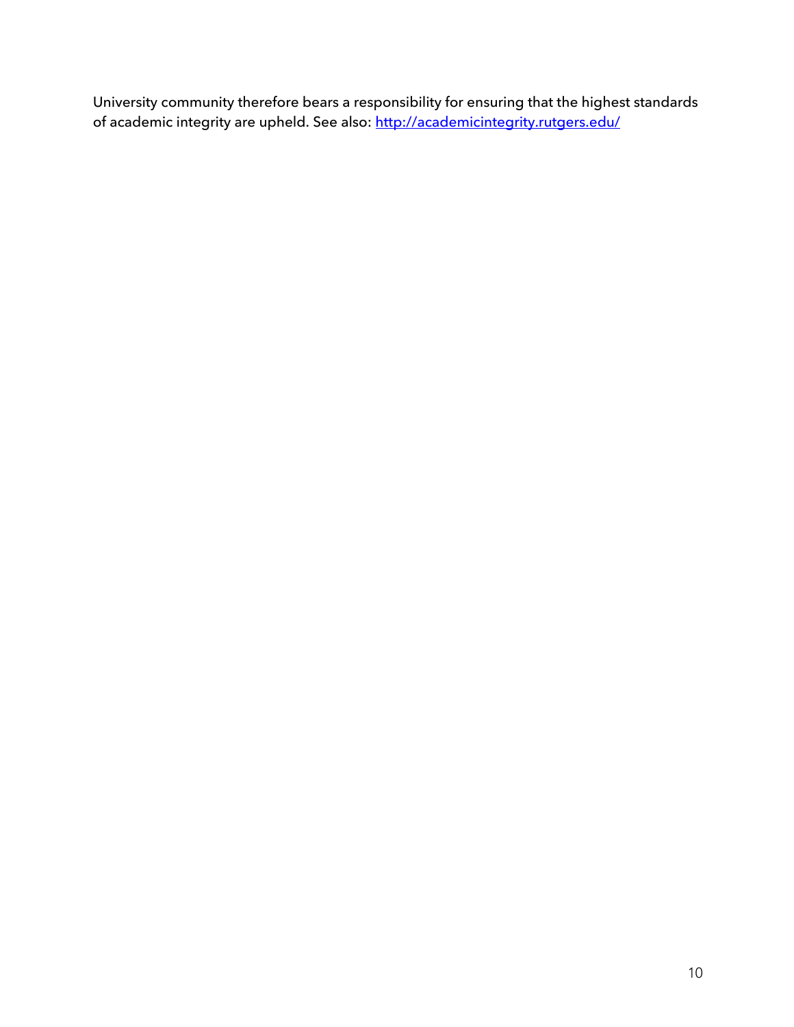University community therefore bears a responsibility for ensuring that the highest standards of academic integrity are upheld. See also: [http://academicintegrity.rutgers.edu/](http://academicintegrity.rutgers.edu/)